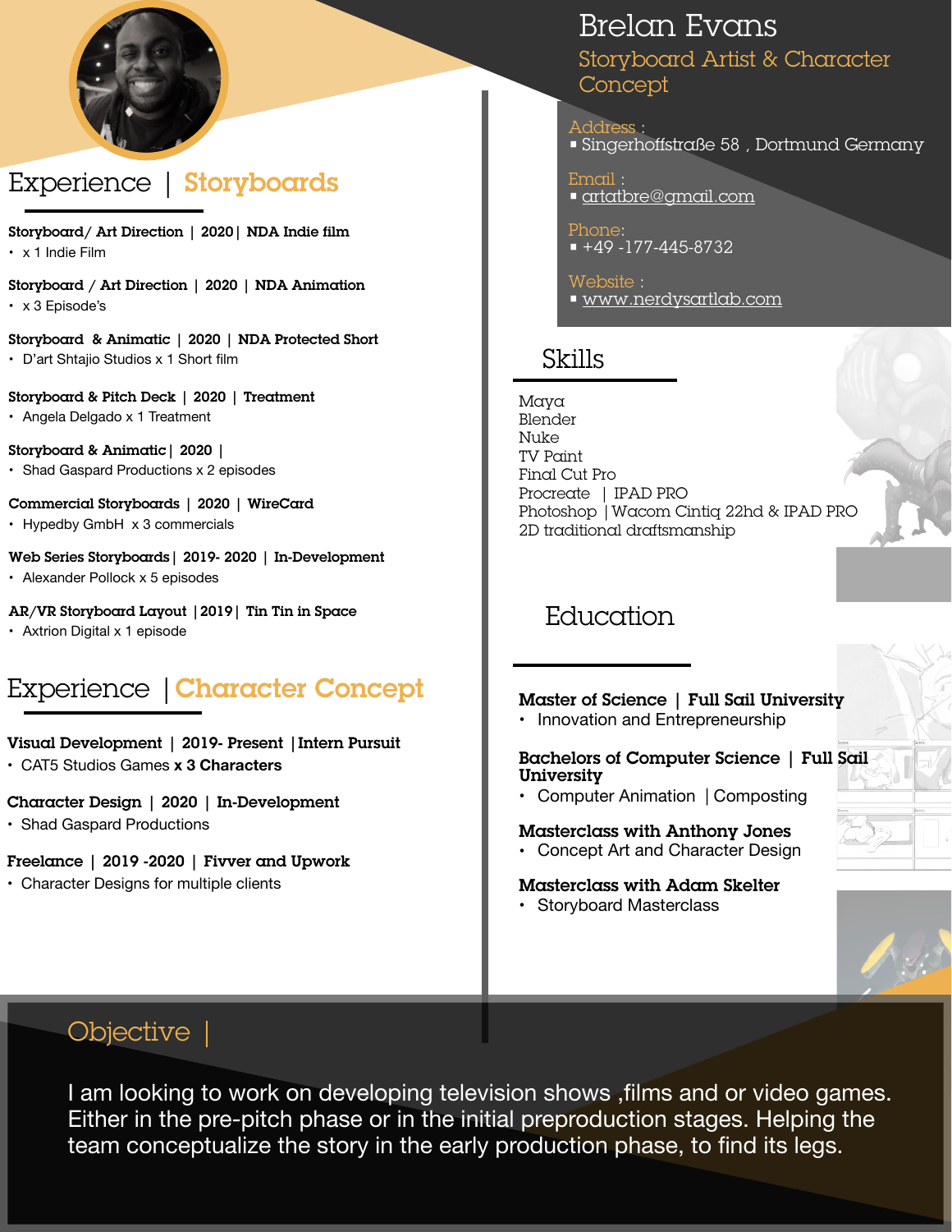# Brelan Evans

Storyboard Artist & Character Concept

Address :
- Singerhoffstraße 58 , Dortmund Germany

Email :
- artatbre@gmail.com

Phone:
- +49 -177-445-8732

Website :
- www.nerdysartlab.com

## Experience | Storyboards

**Storyboard/ Art Direction | 2020 | NDA Indie film**
- x 1 Indie Film

**Storyboard / Art Direction | 2020 | NDA Animation**
- x 3 Episode's

**Storyboard & Animatic | 2020 | NDA Protected Short**
- D'art Shtajio Studios x 1 Short film

**Storyboard & Pitch Deck | 2020 | Treatment**
- Angela Delgado x 1 Treatment

**Storyboard & Animatic | 2020 |**
- Shad Gaspard Productions x 2 episodes

**Commercial Storyboards | 2020 | WireCard**
- Hypedby GmbH x 3 commercials

**Web Series Storyboards | 2019- 2020 | In-Development**
- Alexander Pollock x 5 episodes

**AR/VR Storyboard Layout | 2019 | Tin Tin in Space**
- Axtrion Digital x 1 episode

## Experience | Character Concept

**Visual Development | 2019- Present | Intern Pursuit**
- CAT5 Studios Games **x 3 Characters**

**Character Design | 2020 | In-Development**
- Shad Gaspard Productions

**Freelance | 2019 -2020 | Fivver and Upwork**
- Character Designs for multiple clients

## Skills

Maya
Blender
Nuke
TV Paint
Final Cut Pro
Procreate | IPAD PRO
Photoshop | Wacom Cintiq 22hd & IPAD PRO
2D traditional draftsmanship

## Education

**Master of Science | Full Sail University**
- Innovation and Entrepreneurship

**Bachelors of Computer Science | Full Sail University**
- Computer Animation | Composting

**Masterclass with Anthony Jones**
- Concept Art and Character Design

**Masterclass with Adam Skelter**
- Storyboard Masterclass

## Objective |

I am looking to work on developing television shows ,films and or video games. Either in the pre-pitch phase or in the initial preproduction stages. Helping the team conceptualize the story in the early production phase, to find its legs.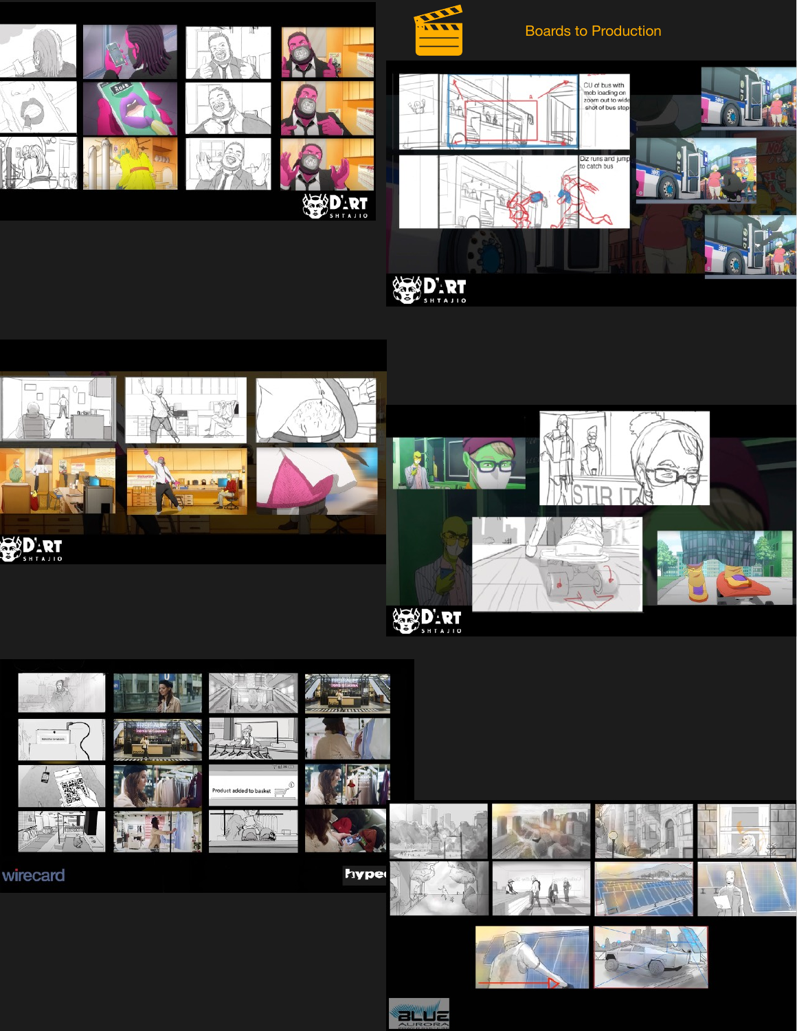## Boards to Production